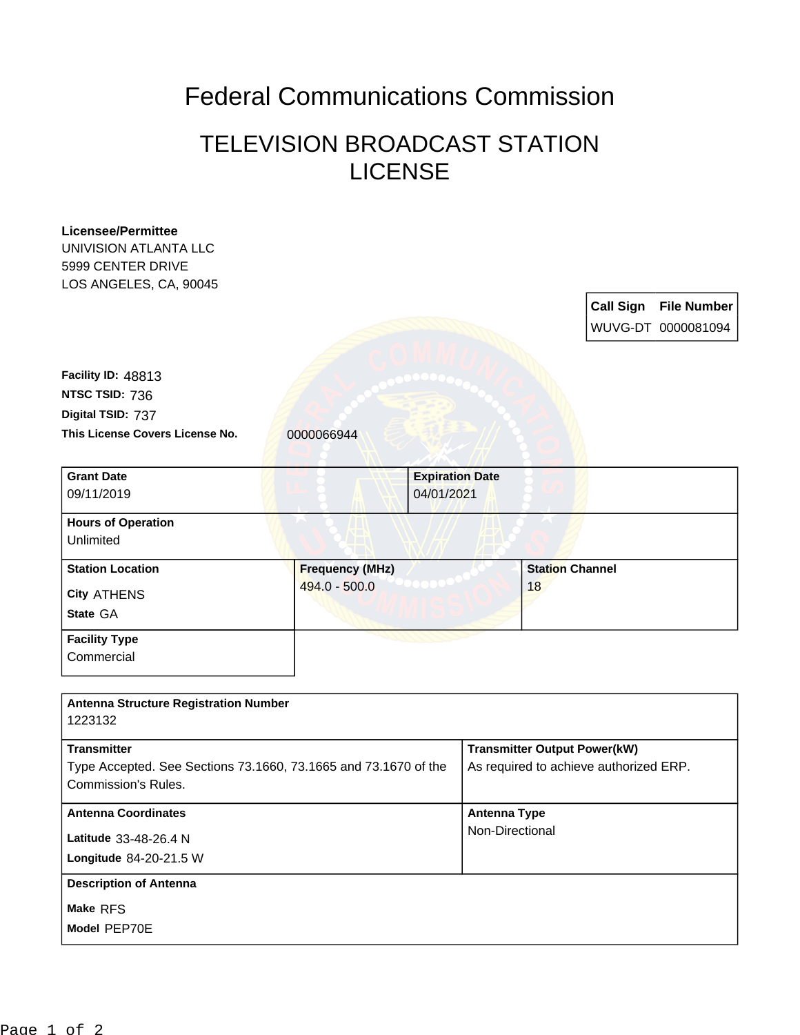# Federal Communications Commission

## TELEVISION BROADCAST STATION LICENSE

**Licensee/Permittee**
UNIVISION ATLANTA LLC
5999 CENTER DRIVE
LOS ANGELES, CA, 90045

| Call Sign | File Number |
|---|---|
| WUVG-DT | 0000081094 |

**Facility ID:** 48813
**NTSC TSID:** 736
**Digital TSID:** 737
**This License Covers License No.** 0000066944

| **Grant Date** | **Expiration Date** |
|---|---|
| 09/11/2019 | 04/01/2021 |

**Hours of Operation**
Unlimited

| **Station Location** | **Frequency (MHz)** | **Station Channel** |
|---|---|---|
| **City** ATHENS<br>**State** GA | 494.0 - 500.0 | 18 |

**Facility Type**
Commercial

**Antenna Structure Registration Number**
1223132

| **Transmitter** | **Transmitter Output Power(kW)** |
|---|---|
| Type Accepted. See Sections 73.1660, 73.1665 and 73.1670 of the Commission's Rules. | As required to achieve authorized ERP. |

| **Antenna Coordinates** | **Antenna Type** |
|---|---|
| **Latitude** 33-48-26.4 N<br>**Longitude** 84-20-21.5 W | Non-Directional |

**Description of Antenna**
**Make** RFS
**Model** PEP70E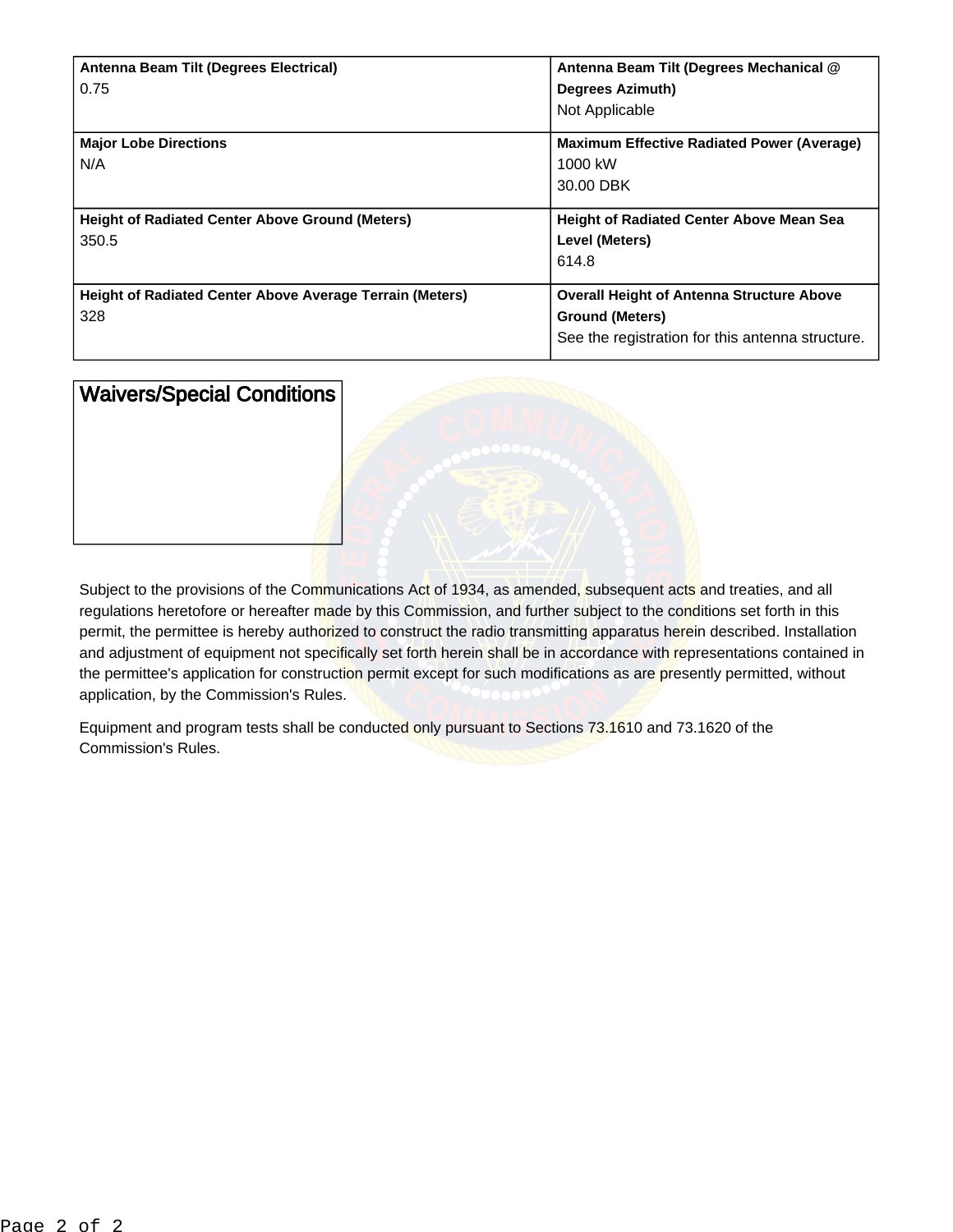| | |
|---|---|
| **Antenna Beam Tilt (Degrees Electrical)**<br>0.75 | **Antenna Beam Tilt (Degrees Mechanical @ Degrees Azimuth)**<br>Not Applicable |
| **Major Lobe Directions**<br>N/A | **Maximum Effective Radiated Power (Average)**<br>1000 kW<br>30.00 DBK |
| **Height of Radiated Center Above Ground (Meters)**<br>350.5 | **Height of Radiated Center Above Mean Sea Level (Meters)**<br>614.8 |
| **Height of Radiated Center Above Average Terrain (Meters)**<br>328 | **Overall Height of Antenna Structure Above Ground (Meters)**<br>See the registration for this antenna structure. |

## Waivers/Special Conditions

Subject to the provisions of the Communications Act of 1934, as amended, subsequent acts and treaties, and all regulations heretofore or hereafter made by this Commission, and further subject to the conditions set forth in this permit, the permittee is hereby authorized to construct the radio transmitting apparatus herein described. Installation and adjustment of equipment not specifically set forth herein shall be in accordance with representations contained in the permittee's application for construction permit except for such modifications as are presently permitted, without application, by the Commission's Rules.

Equipment and program tests shall be conducted only pursuant to Sections 73.1610 and 73.1620 of the Commission's Rules.